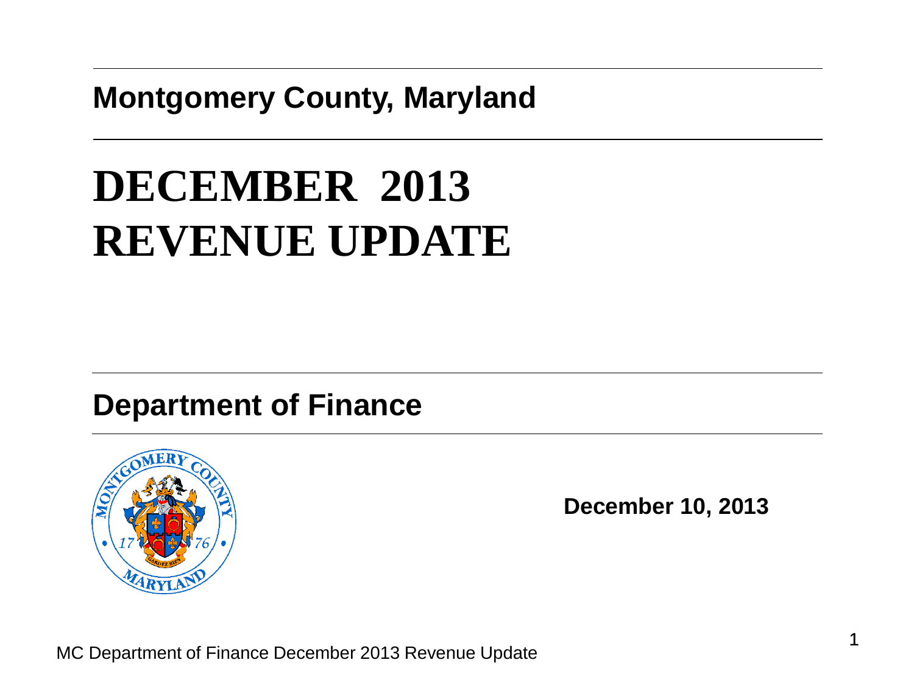**Montgomery County, Maryland**

# DECEMBER 2013 REVENUE UPDATE

**Department of Finance**

**December 10, 2013**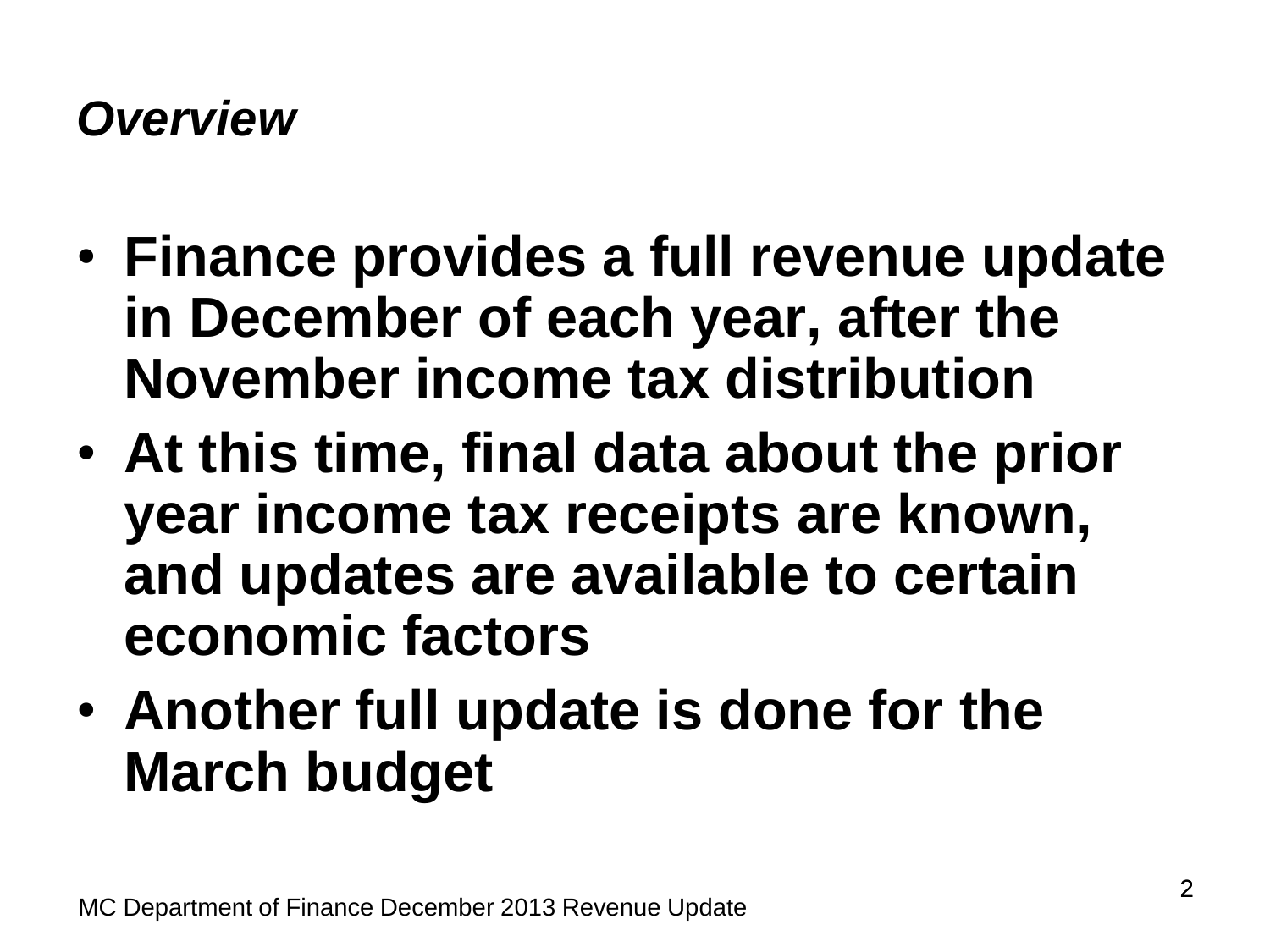## *Overview*

- **Finance provides a full revenue update in December of each year, after the November income tax distribution**
- **At this time, final data about the prior year income tax receipts are known, and updates are available to certain economic factors**
- **Another full update is done for the March budget**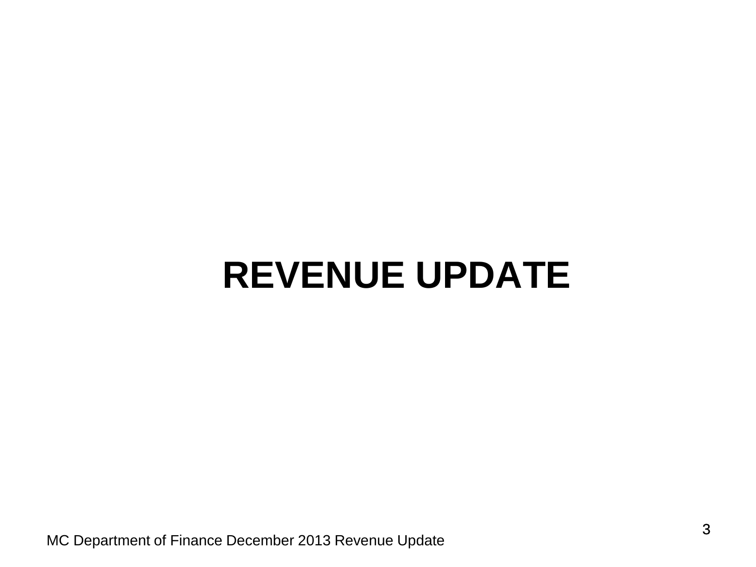# REVENUE UPDATE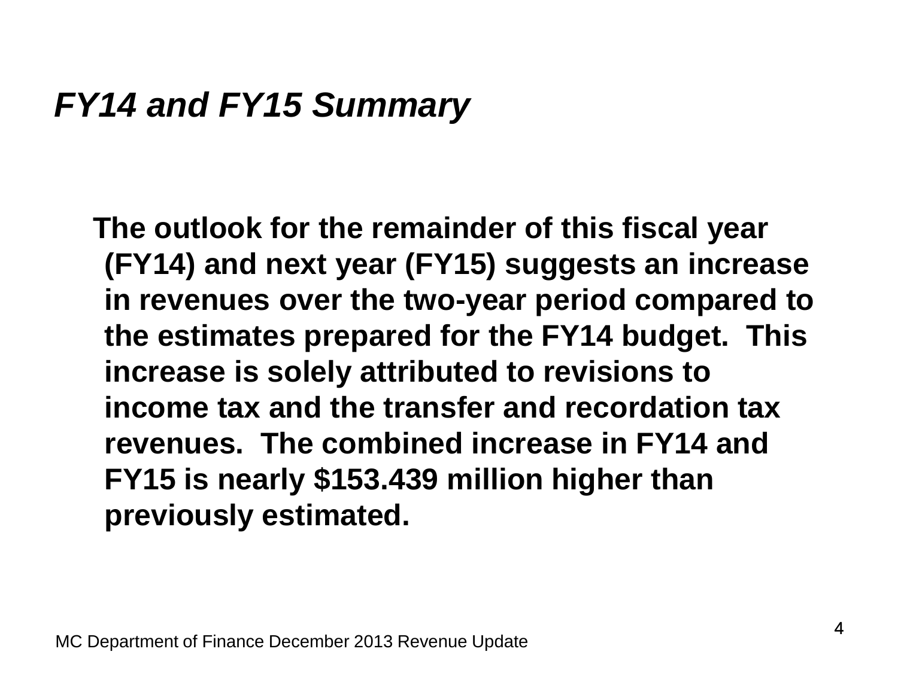## *FY14 and FY15 Summary*

**The outlook for the remainder of this fiscal year (FY14) and next year (FY15) suggests an increase in revenues over the two-year period compared to the estimates prepared for the FY14 budget. This increase is solely attributed to revisions to income tax and the transfer and recordation tax revenues. The combined increase in FY14 and FY15 is nearly $153.439 million higher than previously estimated.**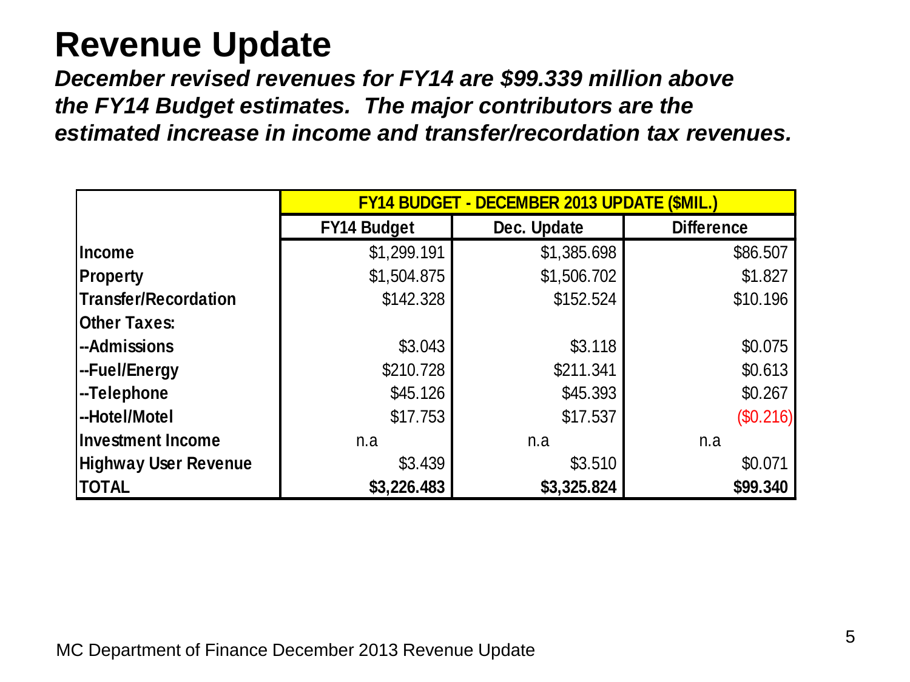# Revenue Update

***December revised revenues for FY14 are $99.339 million above the FY14 Budget estimates. The major contributors are the estimated increase in income and transfer/recordation tax revenues.***

| | FY14 BUDGET - DECEMBER 2013 UPDATE ($MIL.) | | |
|---|---|---|---|
| | **FY14 Budget** | **Dec. Update** | **Difference** |
| **Income** | $1,299.191 | $1,385.698 | $86.507 |
| **Property** | $1,504.875 | $1,506.702 | $1.827 |
| **Transfer/Recordation** | $142.328 | $152.524 | $10.196 |
| **Other Taxes:** | | | |
| **--Admissions** | $3.043 | $3.118 | $0.075 |
| **--Fuel/Energy** | $210.728 | $211.341 | $0.613 |
| **--Telephone** | $45.126 | $45.393 | $0.267 |
| **--Hotel/Motel** | $17.753 | $17.537 | ($0.216) |
| **Investment Income** | n.a | n.a | n.a |
| **Highway User Revenue** | $3.439 | $3.510 | $0.071 |
| **TOTAL** | **$3,226.483** | **$3,325.824** | **$99.340** |

MC Department of Finance December 2013 Revenue Update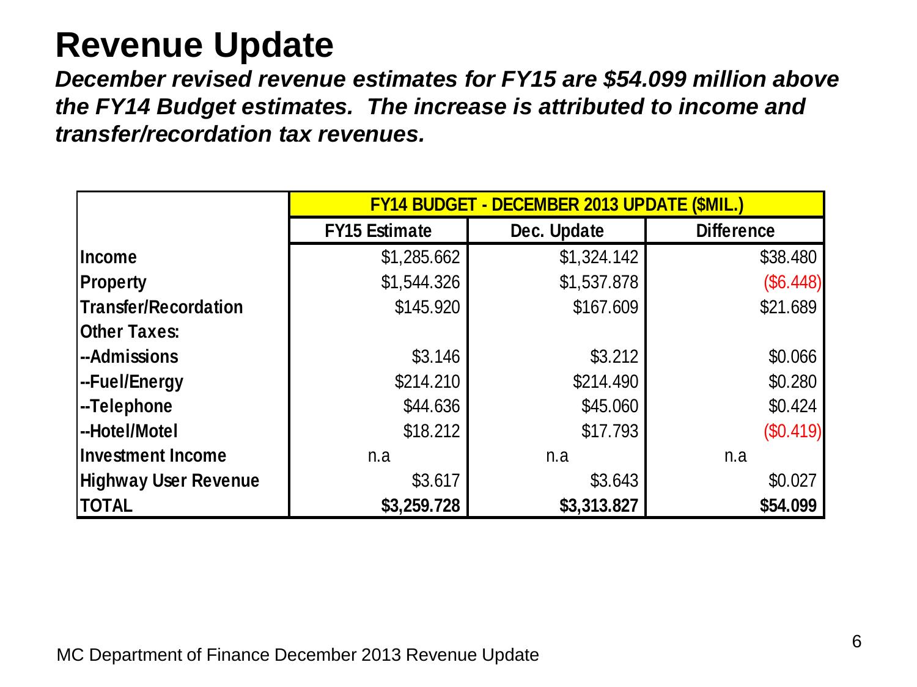# Revenue Update

***December revised revenue estimates for FY15 are $54.099 million above the FY14 Budget estimates. The increase is attributed to income and transfer/recordation tax revenues.***

| | FY14 BUDGET - DECEMBER 2013 UPDATE ($MIL.) | | |
|---|---|---|---|
| | FY15 Estimate | Dec. Update | Difference |
| **Income** | $1,285.662 | $1,324.142 | $38.480 |
| **Property** | $1,544.326 | $1,537.878 | ($6.448) |
| **Transfer/Recordation** | $145.920 | $167.609 | $21.689 |
| **Other Taxes:** | | | |
| **--Admissions** | $3.146 | $3.212 | $0.066 |
| **--Fuel/Energy** | $214.210 | $214.490 | $0.280 |
| **--Telephone** | $44.636 | $45.060 | $0.424 |
| **--Hotel/Motel** | $18.212 | $17.793 | ($0.419) |
| **Investment Income** | n.a | n.a | n.a |
| **Highway User Revenue** | $3.617 | $3.643 | $0.027 |
| **TOTAL** | **$3,259.728** | **$3,313.827** | **$54.099** |

MC Department of Finance December 2013 Revenue Update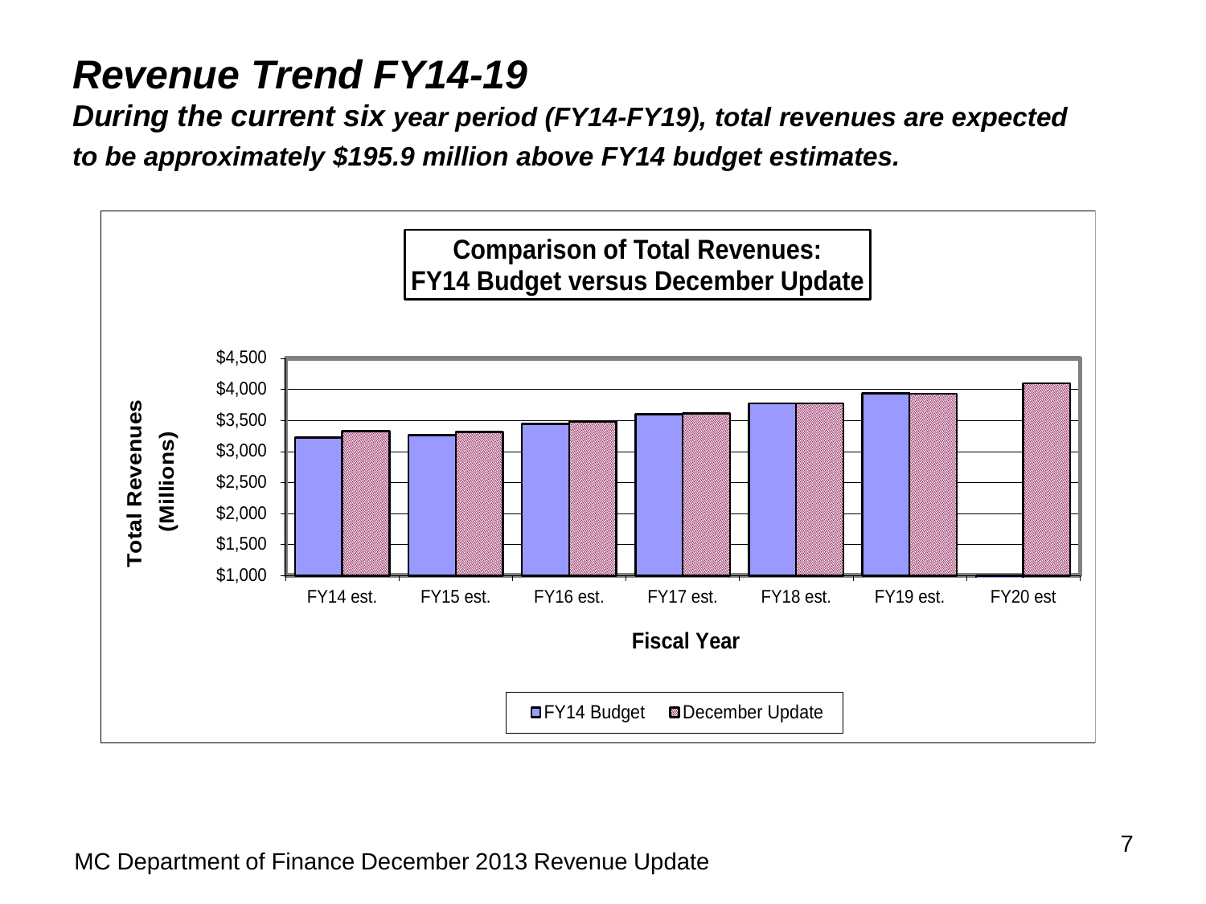# *Revenue Trend FY14-19*

***During the current six year period (FY14-FY19), total revenues are expected to be approximately $195.9 million above FY14 budget estimates.***

**Comparison of Total Revenues: FY14 Budget versus December Update**

Total Revenues (Millions)

$4,500
$4,000
$3,500
$3,000
$2,500
$2,000
$1,500
$1,000

FY14 est. | FY15 est. | FY16 est. | FY17 est. | FY18 est. | FY19 est. | FY20 est

**Fiscal Year**

FY14 Budget | December Update

MC Department of Finance December 2013 Revenue Update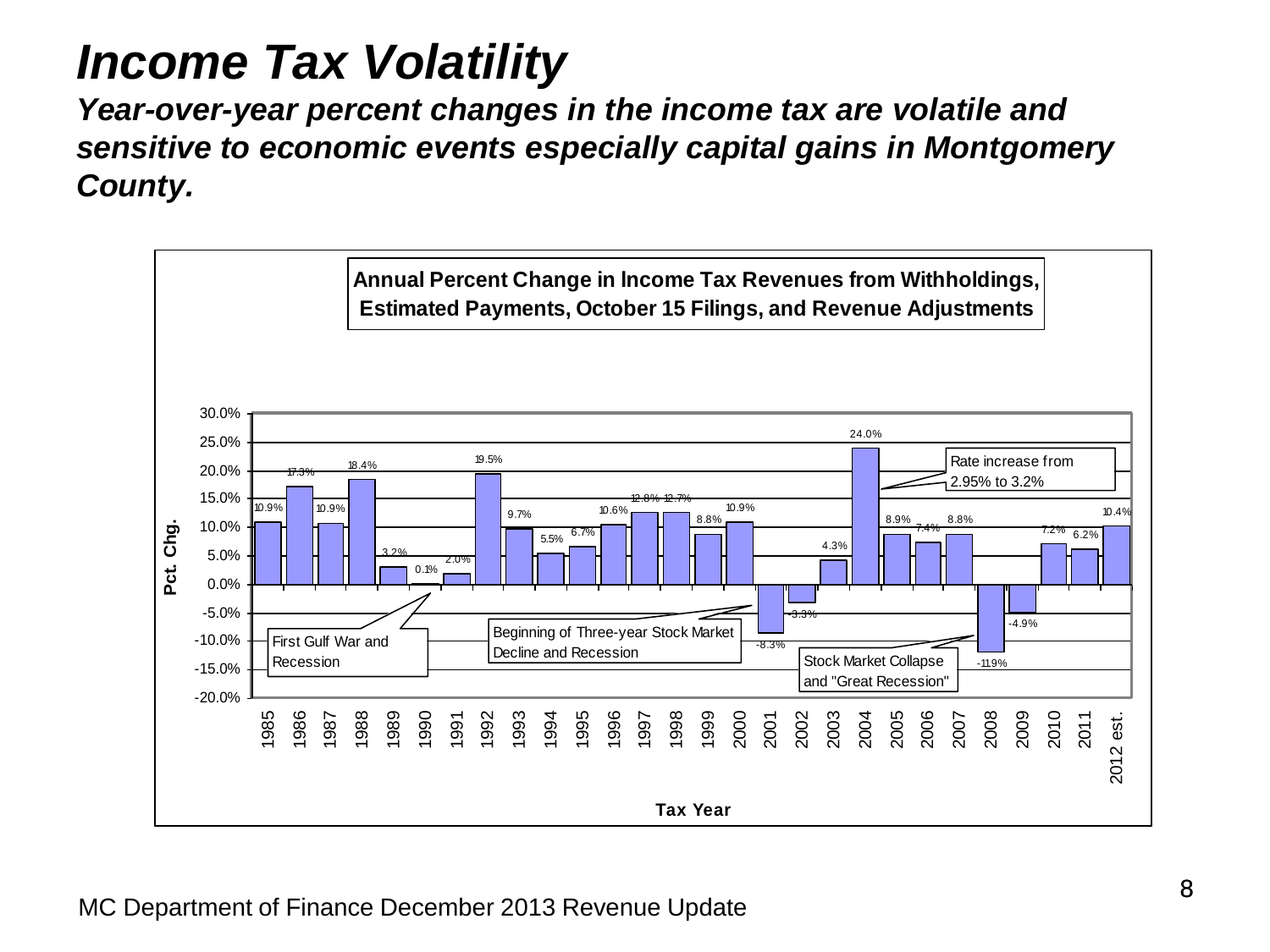# Income Tax Volatility

***Year-over-year percent changes in the income tax are volatile and sensitive to economic events especially capital gains in Montgomery County.***

**Annual Percent Change in Income Tax Revenues from Withholdings, Estimated Payments, October 15 Filings, and Revenue Adjustments**

| Tax Year | Pct. Chg. |
|---|---|
| 1985 | 10.9% |
| 1986 | 17.3% |
| 1987 | 10.9% |
| 1988 | 18.4% |
| 1989 | 3.2% |
| 1990 | 0.1% |
| 1991 | 2.0% |
| 1992 | 19.5% |
| 1993 | 9.7% |
| 1994 | 5.5% |
| 1995 | 6.7% |
| 1996 | 10.6% |
| 1997 | 12.8% |
| 1998 | 12.7% |
| 1999 | 8.8% |
| 2000 | 10.9% |
| 2001 | -8.3% |
| 2002 | -3.3% |
| 2003 | 4.3% |
| 2004 | 24.0% |
| 2005 | 8.9% |
| 2006 | 7.4% |
| 2007 | 8.8% |
| 2008 | -11.9% |
| 2009 | -4.9% |
| 2010 | 7.2% |
| 2011 | 6.2% |
| 2012 est. | 10.4% |

Chart annotations:
- First Gulf War and Recession (1990)
- Beginning of Three-year Stock Market Decline and Recession (2001)
- Rate increase from 2.95% to 3.2% (2004)
- Stock Market Collapse and "Great Recession" (2008)

MC Department of Finance December 2013 Revenue Update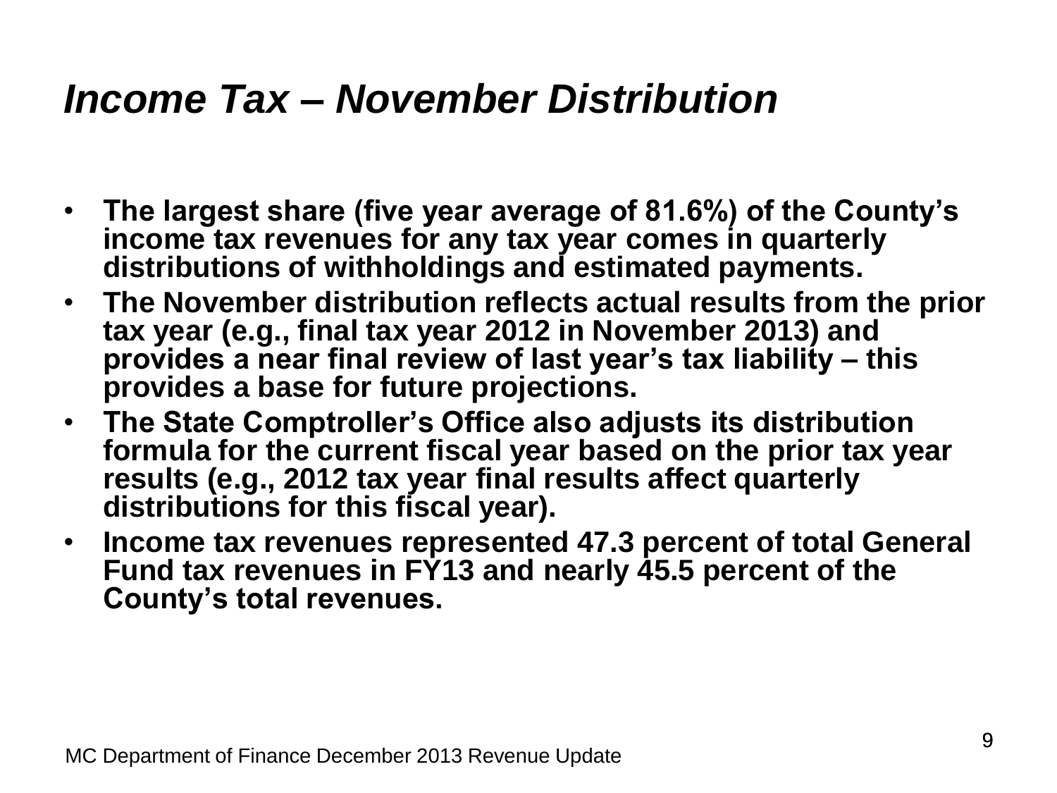# *Income Tax – November Distribution*

- **The largest share (five year average of 81.6%) of the County's income tax revenues for any tax year comes in quarterly distributions of withholdings and estimated payments.**
- **The November distribution reflects actual results from the prior tax year (e.g., final tax year 2012 in November 2013) and provides a near final review of last year's tax liability – this provides a base for future projections.**
- **The State Comptroller's Office also adjusts its distribution formula for the current fiscal year based on the prior tax year results (e.g., 2012 tax year final results affect quarterly distributions for this fiscal year).**
- **Income tax revenues represented 47.3 percent of total General Fund tax revenues in FY13 and nearly 45.5 percent of the County's total revenues.**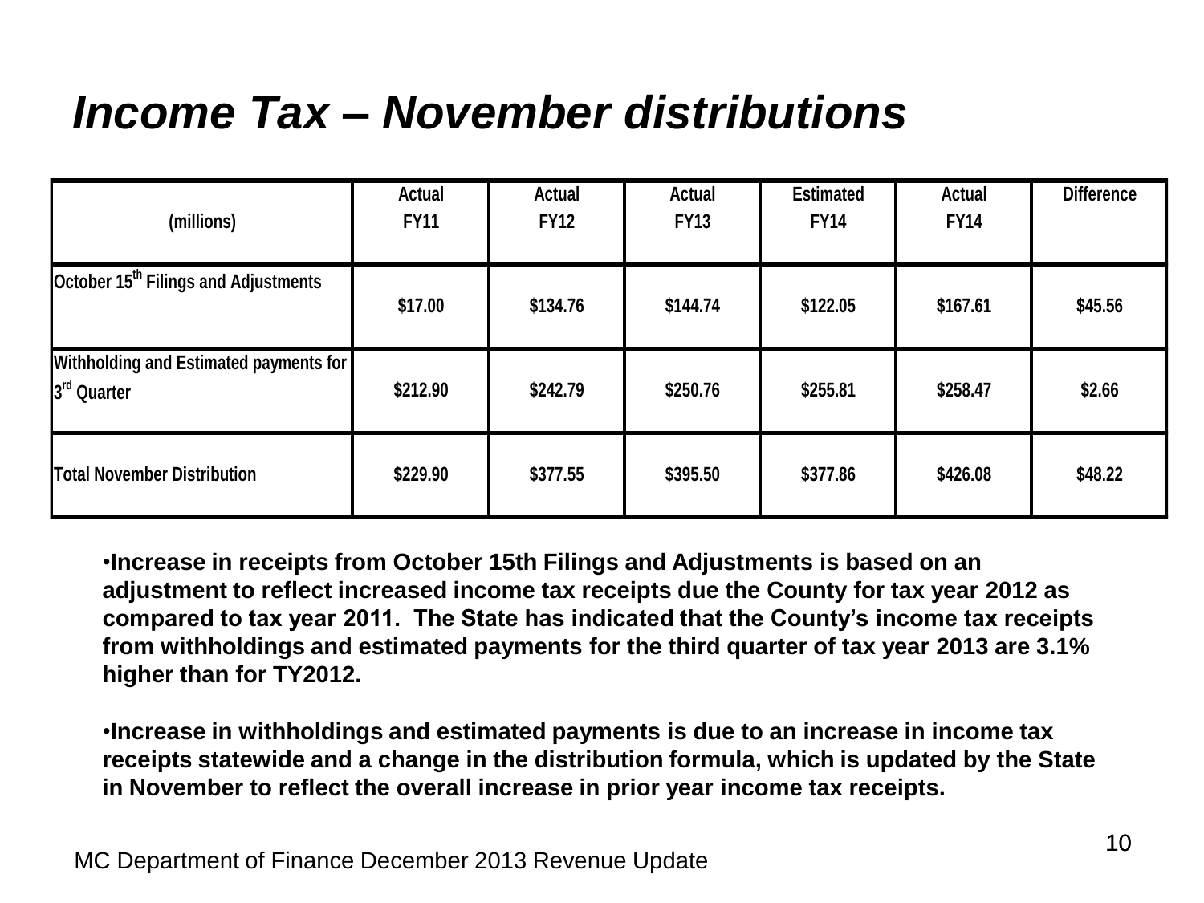# *Income Tax – November distributions*

| (millions) | Actual FY11 | Actual FY12 | Actual FY13 | Estimated FY14 | Actual FY14 | Difference |
|---|---|---|---|---|---|---|
| October 15th Filings and Adjustments | $17.00 | $134.76 | $144.74 | $122.05 | $167.61 | $45.56 |
| Withholding and Estimated payments for 3rd Quarter | $212.90 | $242.79 | $250.76 | $255.81 | $258.47 | $2.66 |
| Total November Distribution | $229.90 | $377.55 | $395.50 | $377.86 | $426.08 | $48.22 |

- **Increase in receipts from October 15th Filings and Adjustments is based on an adjustment to reflect increased income tax receipts due the County for tax year 2012 as compared to tax year 2011. The State has indicated that the County's income tax receipts from withholdings and estimated payments for the third quarter of tax year 2013 are 3.1% higher than for TY2012.**

- **Increase in withholdings and estimated payments is due to an increase in income tax receipts statewide and a change in the distribution formula, which is updated by the State in November to reflect the overall increase in prior year income tax receipts.**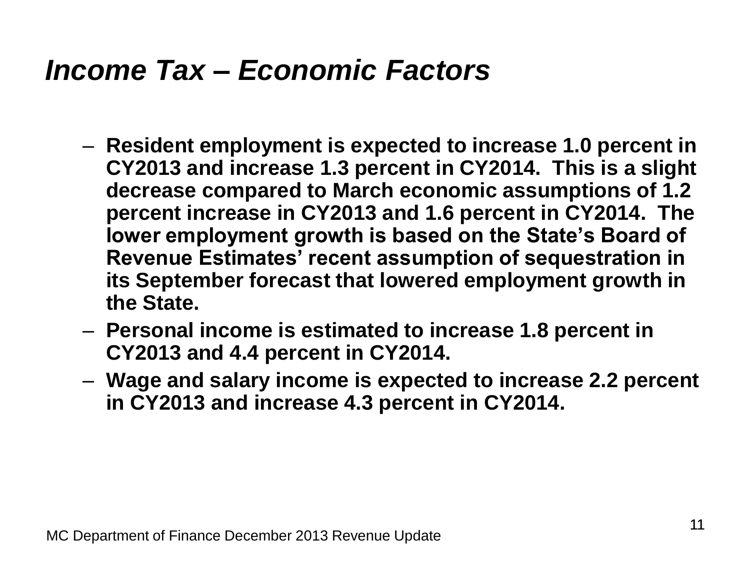# *Income Tax – Economic Factors*

- **Resident employment is expected to increase 1.0 percent in CY2013 and increase 1.3 percent in CY2014. This is a slight decrease compared to March economic assumptions of 1.2 percent increase in CY2013 and 1.6 percent in CY2014. The lower employment growth is based on the State's Board of Revenue Estimates' recent assumption of sequestration in its September forecast that lowered employment growth in the State.**
- **Personal income is estimated to increase 1.8 percent in CY2013 and 4.4 percent in CY2014.**
- **Wage and salary income is expected to increase 2.2 percent in CY2013 and increase 4.3 percent in CY2014.**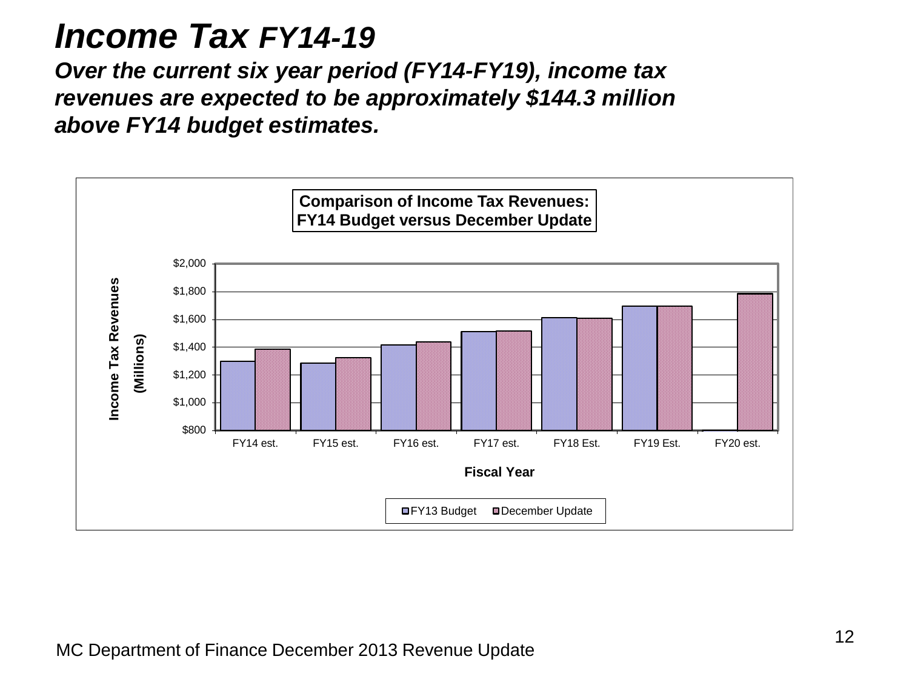# *Income Tax FY14-19*

***Over the current six year period (FY14-FY19), income tax revenues are expected to be approximately $144.3 million above FY14 budget estimates.***

**Comparison of Income Tax Revenues: FY14 Budget versus December Update**

Income Tax Revenues (Millions)

$2,000
$1,800
$1,600
$1,400
$1,200
$1,000
$800

FY14 est. FY15 est. FY16 est. FY17 est. FY18 Est. FY19 Est. FY20 est.

**Fiscal Year**

FY13 Budget December Update

MC Department of Finance December 2013 Revenue Update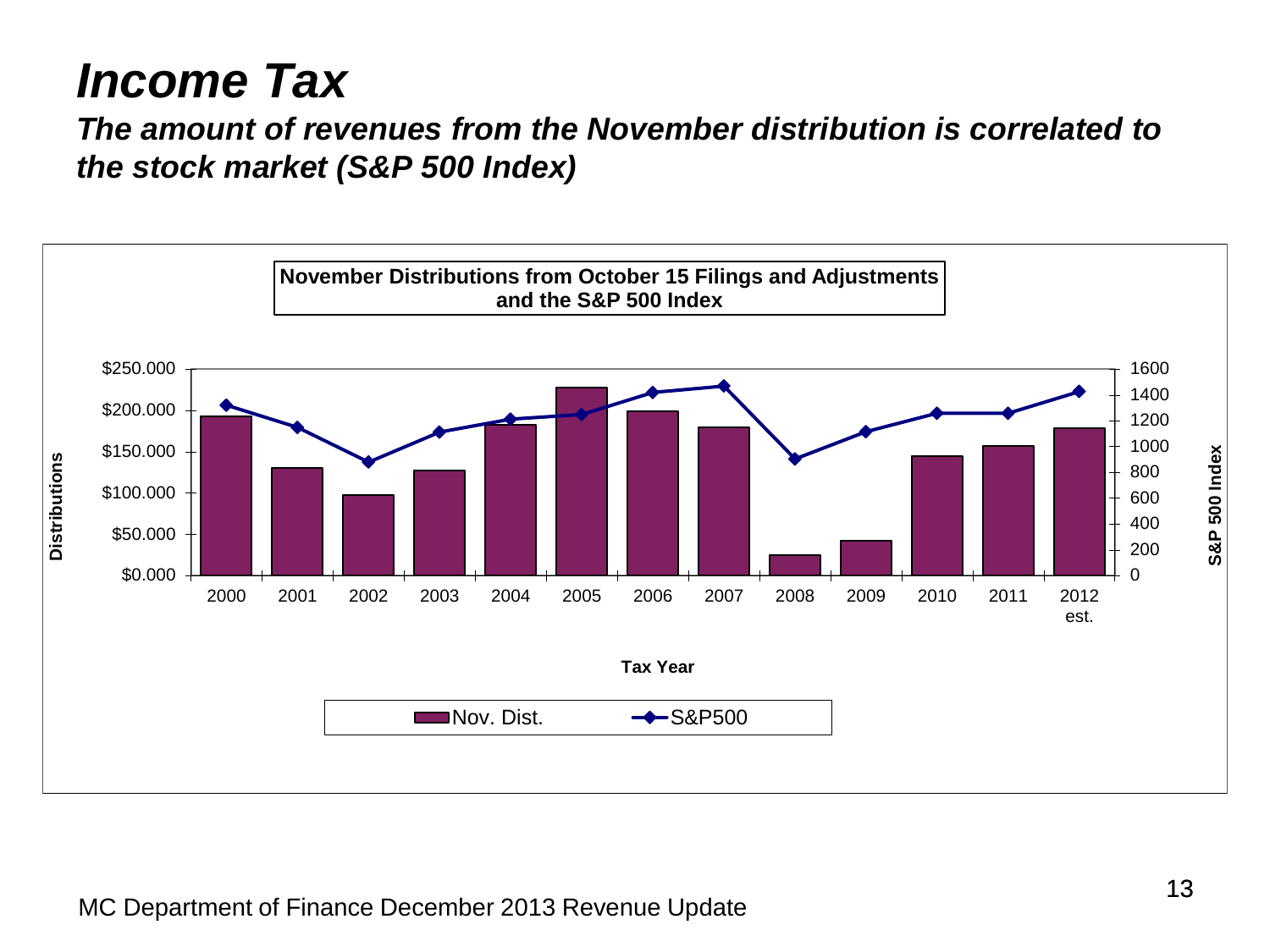# Income Tax

***The amount of revenues from the November distribution is correlated to the stock market (S&P 500 Index)***

**November Distributions from October 15 Filings and Adjustments and the S&P 500 Index**

Distributions: $0.000, $50.000, $100.000, $150.000, $200.000, $250.000

S&P 500 Index: 0, 200, 400, 600, 800, 1000, 1200, 1400, 1600

Tax Year: 2000, 2001, 2002, 2003, 2004, 2005, 2006, 2007, 2008, 2009, 2010, 2011, 2012 est.

Legend: Nov. Dist. | S&P500

MC Department of Finance December 2013 Revenue Update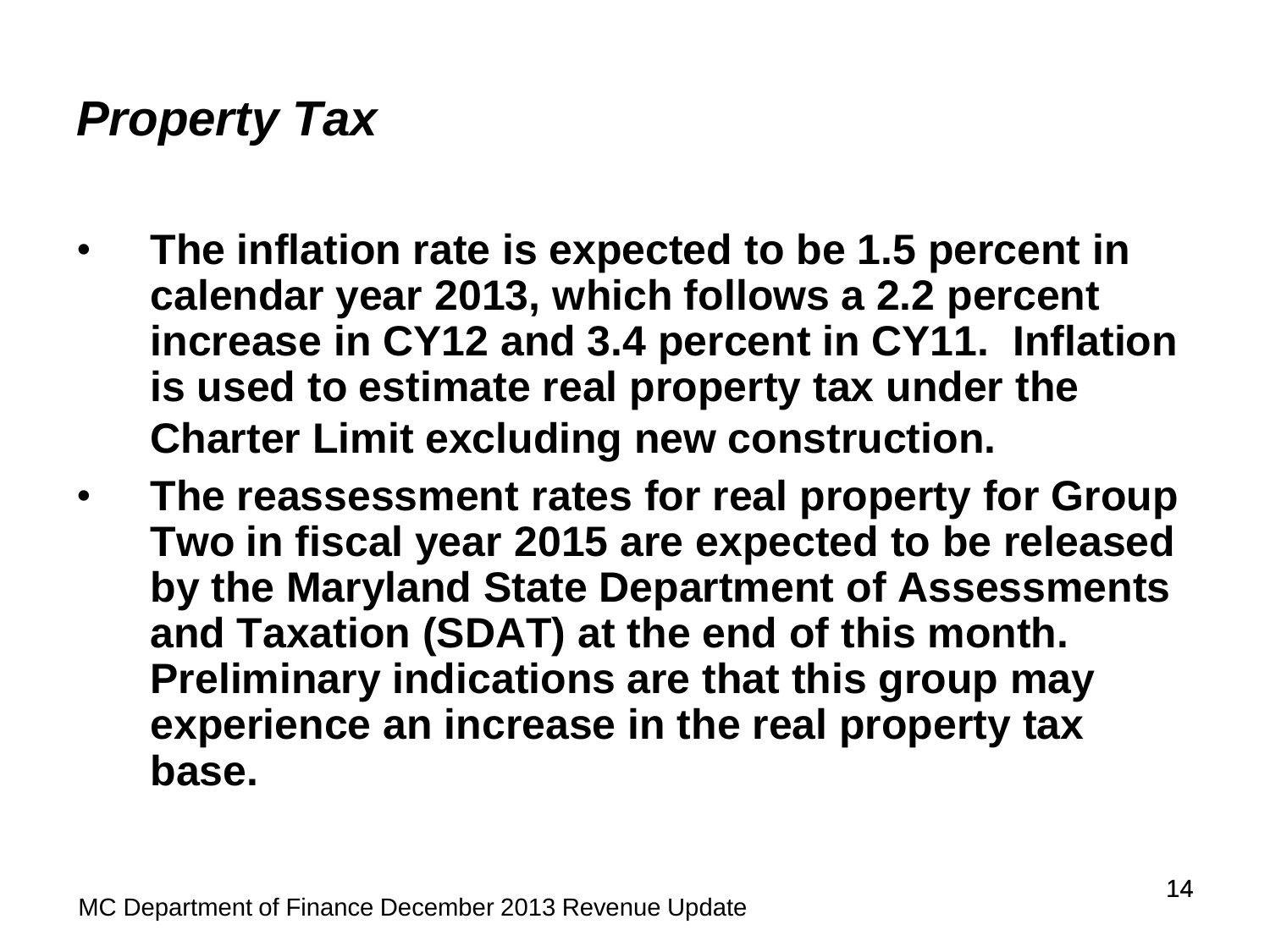# *Property Tax*

- **The inflation rate is expected to be 1.5 percent in calendar year 2013, which follows a 2.2 percent increase in CY12 and 3.4 percent in CY11. Inflation is used to estimate real property tax under the Charter Limit excluding new construction.**
- **The reassessment rates for real property for Group Two in fiscal year 2015 are expected to be released by the Maryland State Department of Assessments and Taxation (SDAT) at the end of this month. Preliminary indications are that this group may experience an increase in the real property tax base.**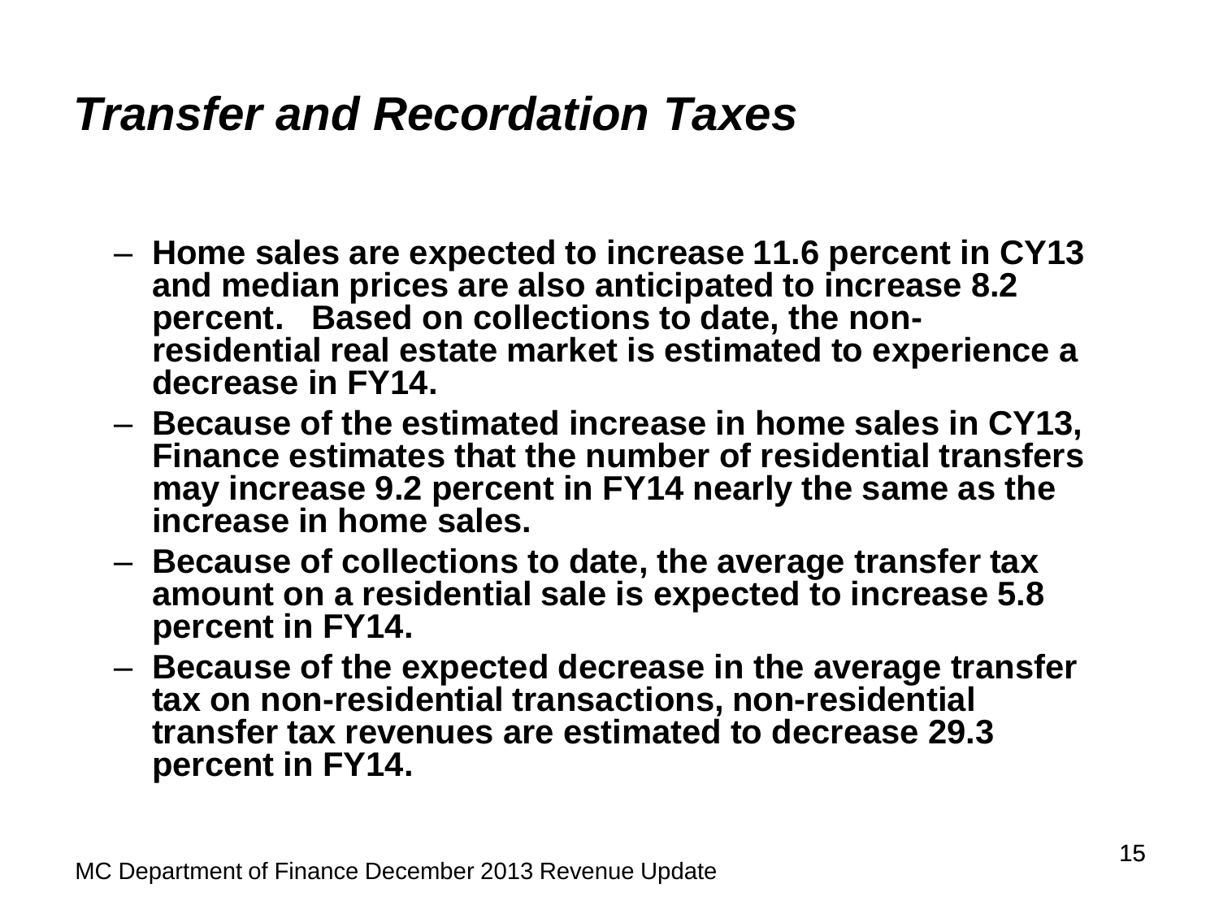# *Transfer and Recordation Taxes*

- **Home sales are expected to increase 11.6 percent in CY13 and median prices are also anticipated to increase 8.2 percent.   Based on collections to date, the non-residential real estate market is estimated to experience a decrease in FY14.**
- **Because of the estimated increase in home sales in CY13, Finance estimates that the number of residential transfers may increase 9.2 percent in FY14 nearly the same as the increase in home sales.**
- **Because of collections to date, the average transfer tax amount on a residential sale is expected to increase 5.8 percent in FY14.**
- **Because of the expected decrease in the average transfer tax on non-residential transactions, non-residential transfer tax revenues are estimated to decrease 29.3 percent in FY14.**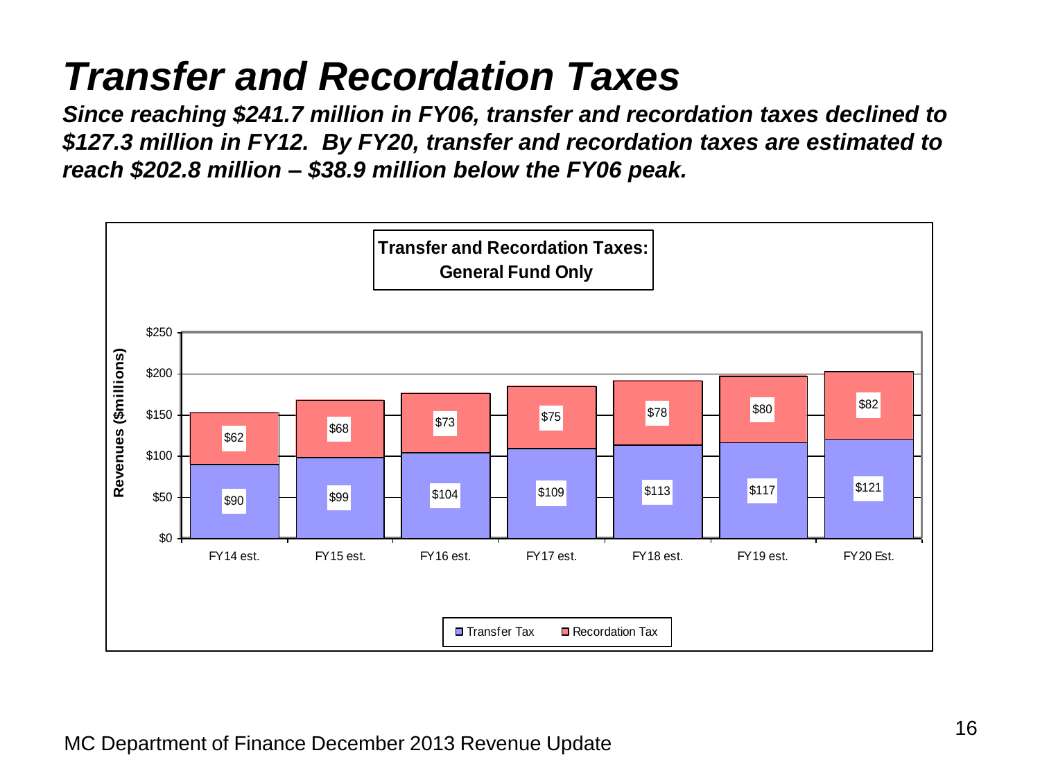# Transfer and Recordation Taxes

***Since reaching $241.7 million in FY06, transfer and recordation taxes declined to $127.3 million in FY12. By FY20, transfer and recordation taxes are estimated to reach $202.8 million – $38.9 million below the FY06 peak.***

**Transfer and Recordation Taxes: General Fund Only**

| Revenues ($millions) | FY14 est. | FY15 est. | FY16 est. | FY17 est. | FY18 est. | FY19 est. | FY20 Est. |
|---|---|---|---|---|---|---|---|
| Transfer Tax | $90 | $99 | $104 | $109 | $113 | $117 | $121 |
| Recordation Tax | $62 | $68 | $73 | $75 | $78 | $80 | $82 |

MC Department of Finance December 2013 Revenue Update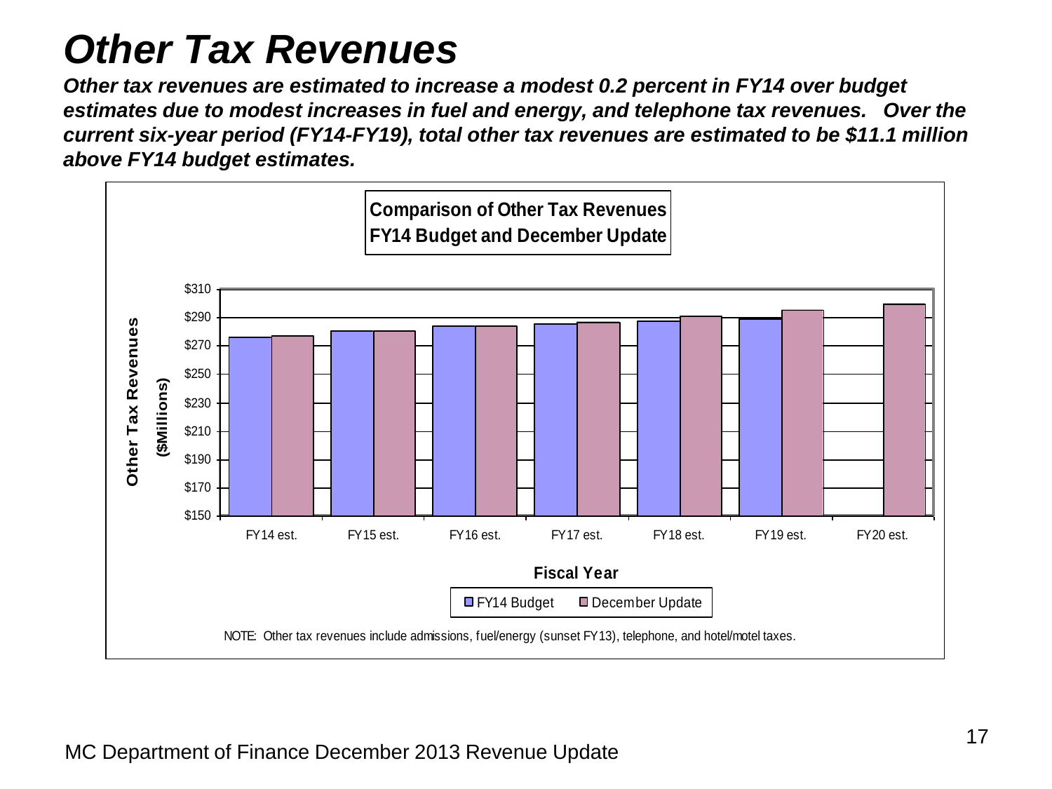# Other Tax Revenues

***Other tax revenues are estimated to increase a modest 0.2 percent in FY14 over budget estimates due to modest increases in fuel and energy, and telephone tax revenues. Over the current six-year period (FY14-FY19), total other tax revenues are estimated to be $11.1 million above FY14 budget estimates.***

**Comparison of Other Tax Revenues**
**FY14 Budget and December Update**

Other Tax Revenues ($Millions)

$310
$290
$270
$250
$230
$210
$190
$170
$150

FY14 est.
FY15 est.
FY16 est.
FY17 est.
FY18 est.
FY19 est.
FY20 est.

Fiscal Year

FY14 Budget
December Update

NOTE: Other tax revenues include admissions, fuel/energy (sunset FY13), telephone, and hotel/motel taxes.

MC Department of Finance December 2013 Revenue Update